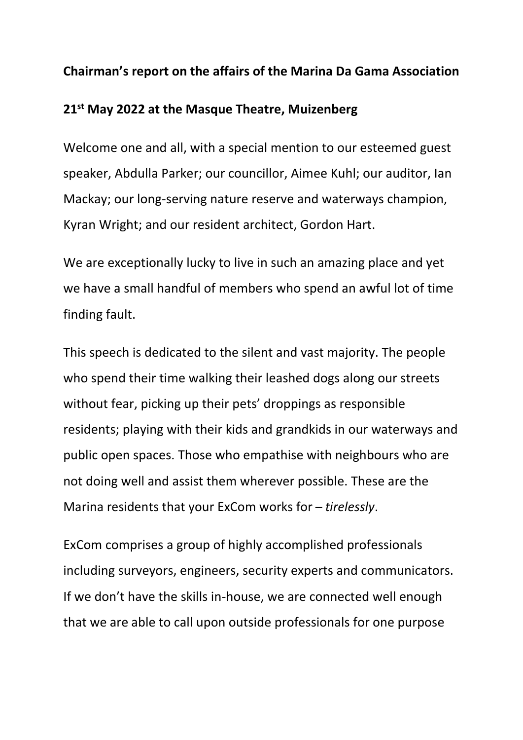**Chairman's report on the affairs of the Marina Da Gama Association**

**21st May 2022 at the Masque Theatre, Muizenberg**

Welcome one and all, with a special mention to our esteemed guest speaker, Abdulla Parker; our councillor, Aimee Kuhl; our auditor, Ian Mackay; our long-serving nature reserve and waterways champion, Kyran Wright; and our resident architect, Gordon Hart.

We are exceptionally lucky to live in such an amazing place and yet we have a small handful of members who spend an awful lot of time finding fault.

This speech is dedicated to the silent and vast majority. The people who spend their time walking their leashed dogs along our streets without fear, picking up their pets' droppings as responsible residents; playing with their kids and grandkids in our waterways and public open spaces. Those who empathise with neighbours who are not doing well and assist them wherever possible. These are the Marina residents that your ExCom works for – *tirelessly*.

ExCom comprises a group of highly accomplished professionals including surveyors, engineers, security experts and communicators. If we don't have the skills in-house, we are connected well enough that we are able to call upon outside professionals for one purpose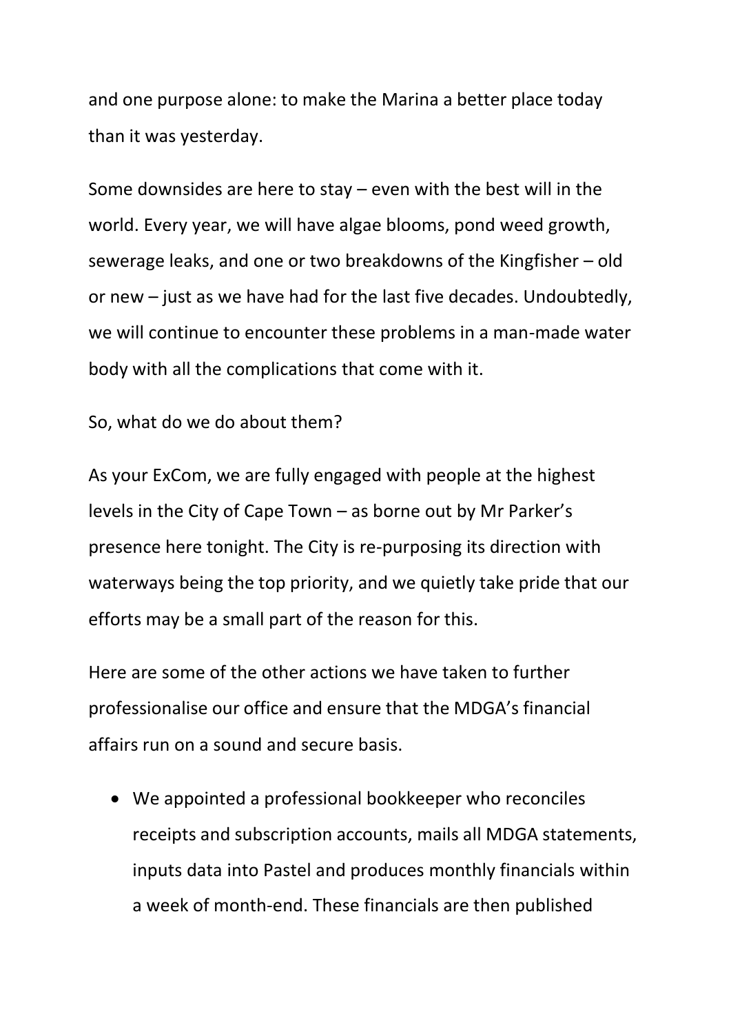and one purpose alone: to make the Marina a better place today than it was yesterday.

Some downsides are here to stay – even with the best will in the world. Every year, we will have algae blooms, pond weed growth, sewerage leaks, and one or two breakdowns of the Kingfisher – old or new – just as we have had for the last five decades. Undoubtedly, we will continue to encounter these problems in a man-made water body with all the complications that come with it.

So, what do we do about them?

As your ExCom, we are fully engaged with people at the highest levels in the City of Cape Town – as borne out by Mr Parker's presence here tonight. The City is re-purposing its direction with waterways being the top priority, and we quietly take pride that our efforts may be a small part of the reason for this.

Here are some of the other actions we have taken to further professionalise our office and ensure that the MDGA's financial affairs run on a sound and secure basis.

- We appointed a professional bookkeeper who reconciles receipts and subscription accounts, mails all MDGA statements, inputs data into Pastel and produces monthly financials within a week of month-end. These financials are then published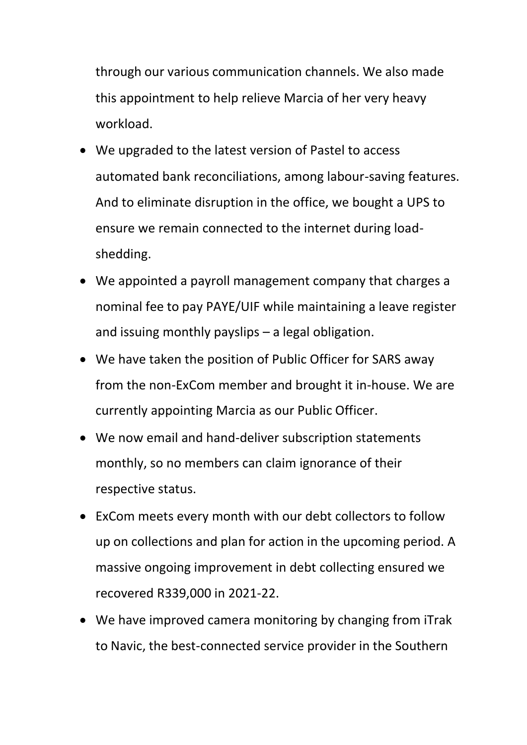through our various communication channels. We also made this appointment to help relieve Marcia of her very heavy workload.

- We upgraded to the latest version of Pastel to access automated bank reconciliations, among labour-saving features. And to eliminate disruption in the office, we bought a UPS to ensure we remain connected to the internet during load-shedding.
- We appointed a payroll management company that charges a nominal fee to pay PAYE/UIF while maintaining a leave register and issuing monthly payslips – a legal obligation.
- We have taken the position of Public Officer for SARS away from the non-ExCom member and brought it in-house. We are currently appointing Marcia as our Public Officer.
- We now email and hand-deliver subscription statements monthly, so no members can claim ignorance of their respective status.
- ExCom meets every month with our debt collectors to follow up on collections and plan for action in the upcoming period. A massive ongoing improvement in debt collecting ensured we recovered R339,000 in 2021-22.
- We have improved camera monitoring by changing from iTrak to Navic, the best-connected service provider in the Southern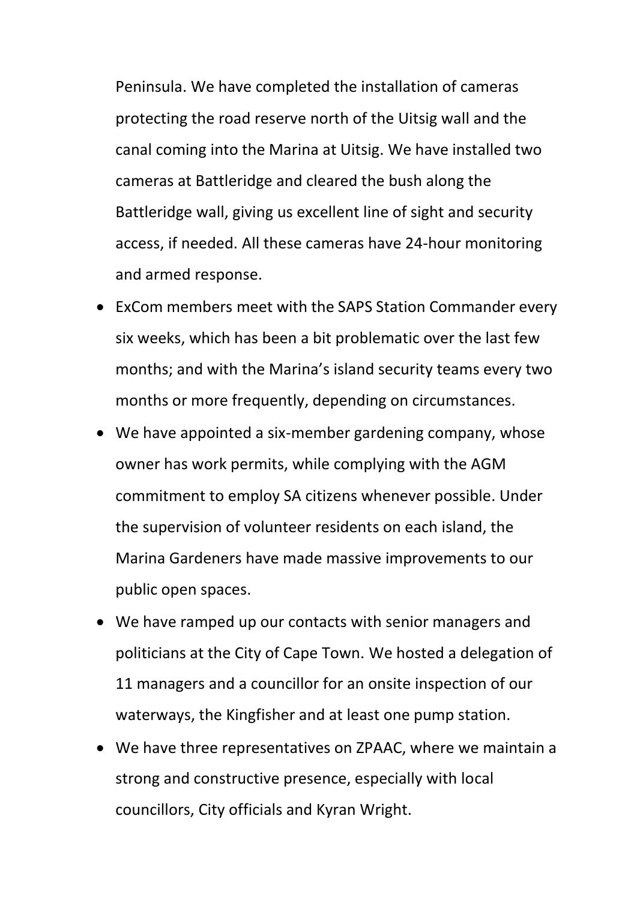Peninsula. We have completed the installation of cameras protecting the road reserve north of the Uitsig wall and the canal coming into the Marina at Uitsig. We have installed two cameras at Battleridge and cleared the bush along the Battleridge wall, giving us excellent line of sight and security access, if needed. All these cameras have 24-hour monitoring and armed response.

- ExCom members meet with the SAPS Station Commander every six weeks, which has been a bit problematic over the last few months; and with the Marina's island security teams every two months or more frequently, depending on circumstances.
- We have appointed a six-member gardening company, whose owner has work permits, while complying with the AGM commitment to employ SA citizens whenever possible. Under the supervision of volunteer residents on each island, the Marina Gardeners have made massive improvements to our public open spaces.
- We have ramped up our contacts with senior managers and politicians at the City of Cape Town. We hosted a delegation of 11 managers and a councillor for an onsite inspection of our waterways, the Kingfisher and at least one pump station.
- We have three representatives on ZPAAC, where we maintain a strong and constructive presence, especially with local councillors, City officials and Kyran Wright.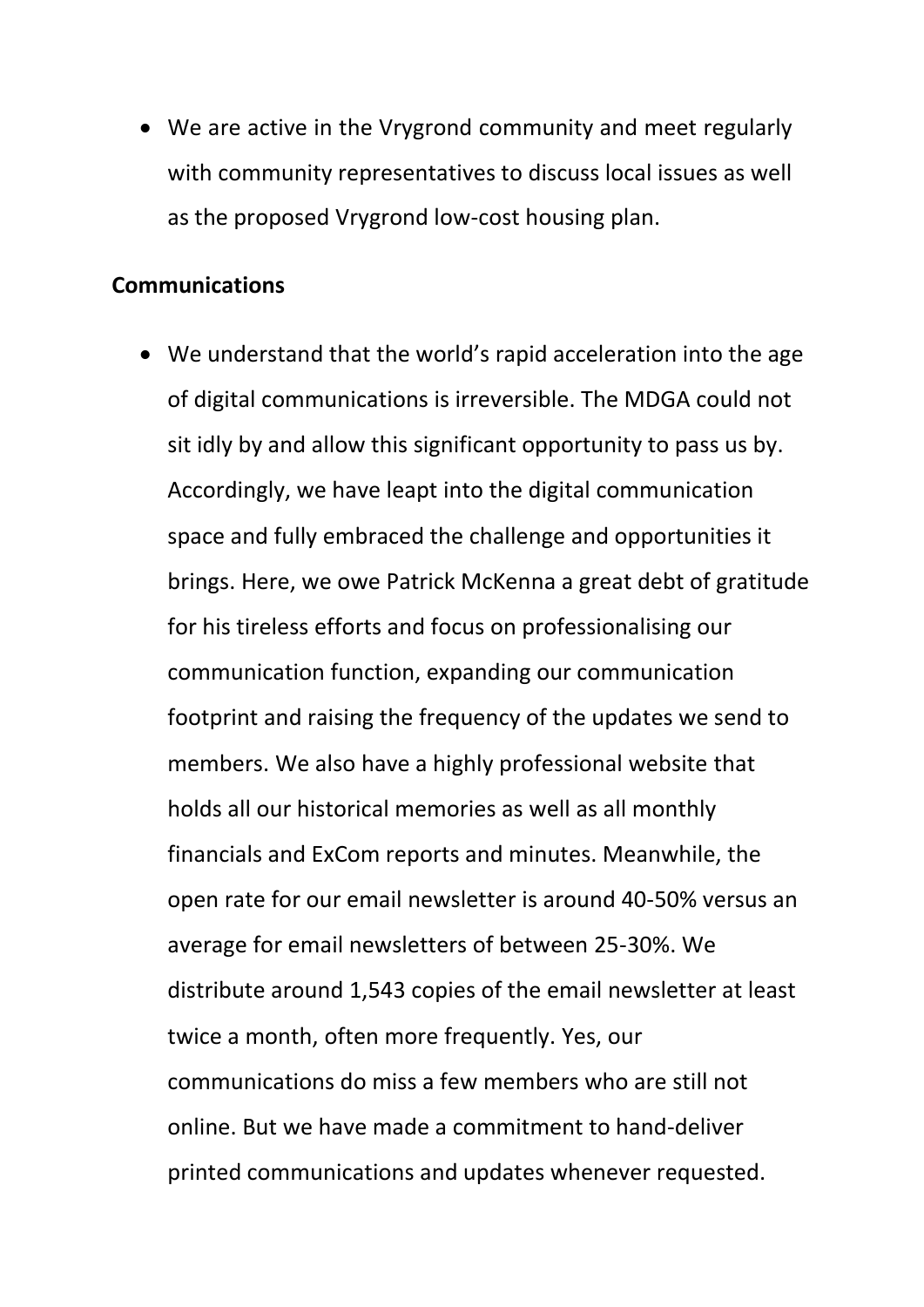- We are active in the Vrygrond community and meet regularly with community representatives to discuss local issues as well as the proposed Vrygrond low-cost housing plan.

**Communications**

- We understand that the world's rapid acceleration into the age of digital communications is irreversible. The MDGA could not sit idly by and allow this significant opportunity to pass us by. Accordingly, we have leapt into the digital communication space and fully embraced the challenge and opportunities it brings. Here, we owe Patrick McKenna a great debt of gratitude for his tireless efforts and focus on professionalising our communication function, expanding our communication footprint and raising the frequency of the updates we send to members. We also have a highly professional website that holds all our historical memories as well as all monthly financials and ExCom reports and minutes. Meanwhile, the open rate for our email newsletter is around 40-50% versus an average for email newsletters of between 25-30%. We distribute around 1,543 copies of the email newsletter at least twice a month, often more frequently. Yes, our communications do miss a few members who are still not online. But we have made a commitment to hand-deliver printed communications and updates whenever requested.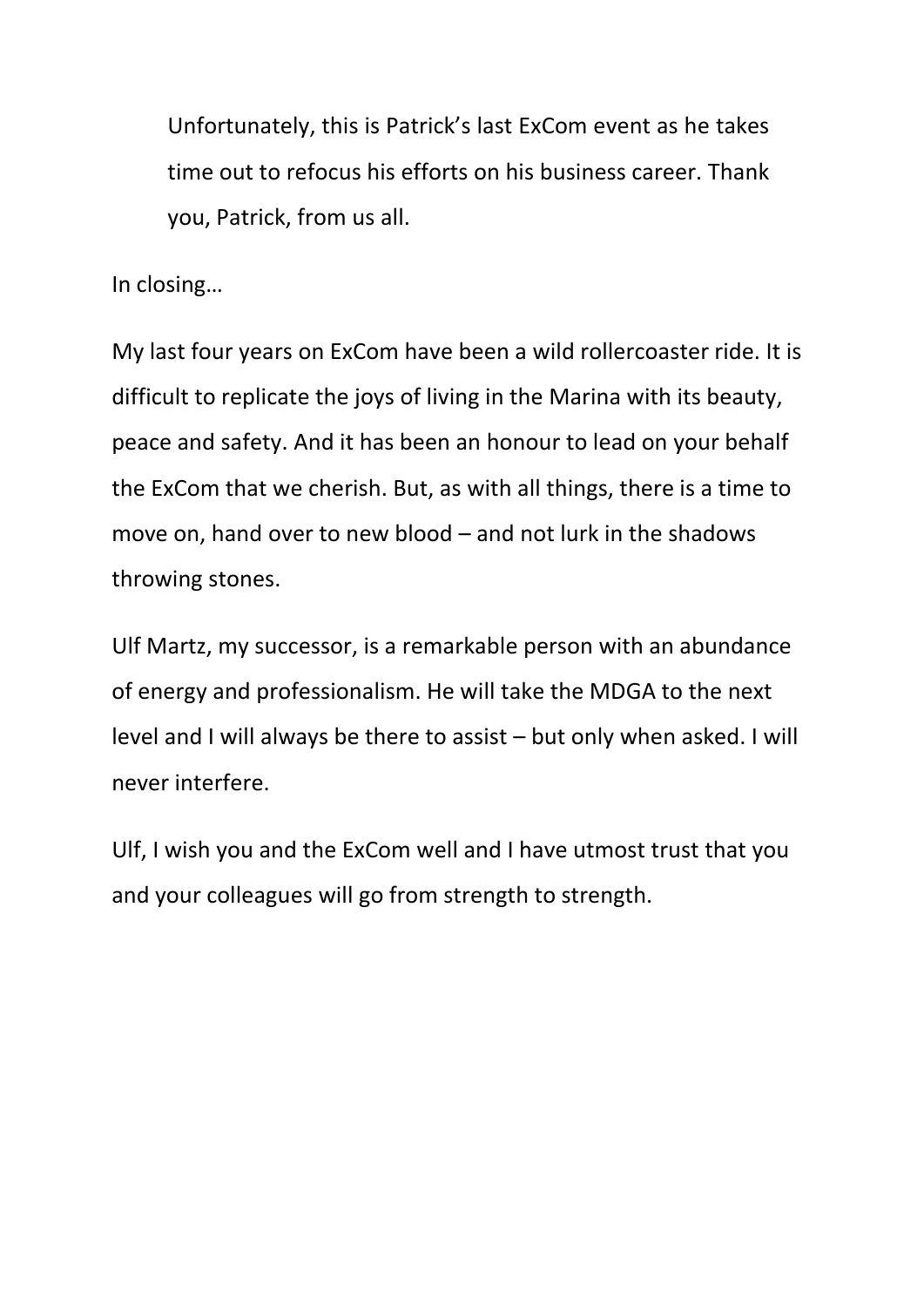> Unfortunately, this is Patrick's last ExCom event as he takes time out to refocus his efforts on his business career. Thank you, Patrick, from us all.

In closing…

My last four years on ExCom have been a wild rollercoaster ride. It is difficult to replicate the joys of living in the Marina with its beauty, peace and safety. And it has been an honour to lead on your behalf the ExCom that we cherish. But, as with all things, there is a time to move on, hand over to new blood – and not lurk in the shadows throwing stones.

Ulf Martz, my successor, is a remarkable person with an abundance of energy and professionalism. He will take the MDGA to the next level and I will always be there to assist – but only when asked. I will never interfere.

Ulf, I wish you and the ExCom well and I have utmost trust that you and your colleagues will go from strength to strength.